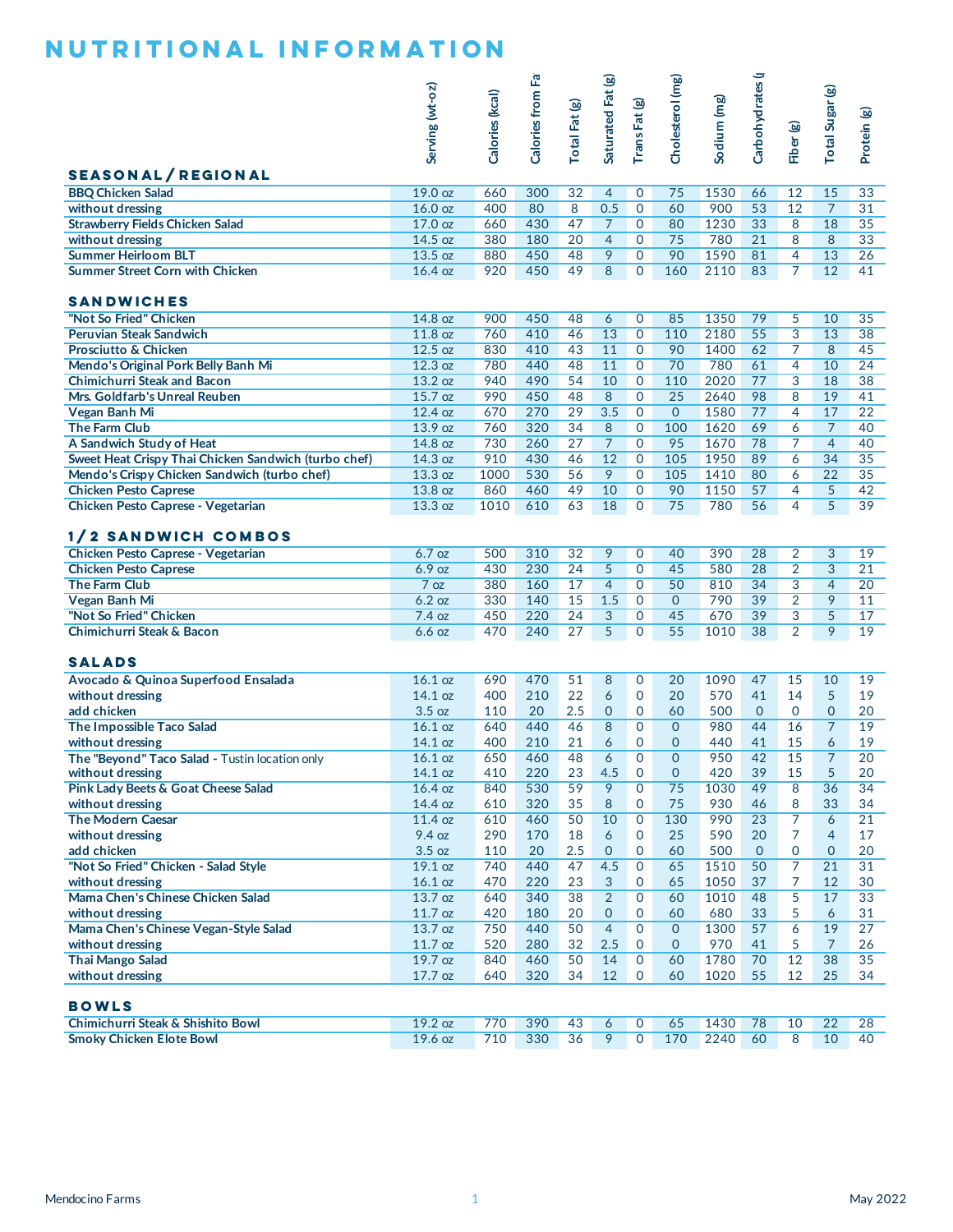# NUTRITIONAL INFORMATION

| SEASONAL/REGIONAL | Serving (wt-oz) | Calories (kcal) | Calories from Fa | Total Fat (g) | Saturated Fat (g) | Trans Fat (g) | Cholesterol (mg) | Sodium (mg) | Carbohydrates (g | Fiber (g) | Total Sugar (g) | Protein (g) |
|---|---|---|---|---|---|---|---|---|---|---|---|---|
| BBQ Chicken Salad | 19.0 oz | 660 | 300 | 32 | 4 | 0 | 75 | 1530 | 66 | 12 | 15 | 33 |
| without dressing | 16.0 oz | 400 | 80 | 8 | 0.5 | 0 | 60 | 900 | 53 | 12 | 7 | 31 |
| Strawberry Fields Chicken Salad | 17.0 oz | 660 | 430 | 47 | 7 | 0 | 80 | 1230 | 33 | 8 | 18 | 35 |
| without dressing | 14.5 oz | 380 | 180 | 20 | 4 | 0 | 75 | 780 | 21 | 8 | 8 | 33 |
| Summer Heirloom BLT | 13.5 oz | 880 | 450 | 48 | 9 | 0 | 90 | 1590 | 81 | 4 | 13 | 26 |
| Summer Street Corn with Chicken | 16.4 oz | 920 | 450 | 49 | 8 | 0 | 160 | 2110 | 83 | 7 | 12 | 41 |

| SANDWICHES | Serving (wt-oz) | Calories (kcal) | Calories from Fa | Total Fat (g) | Saturated Fat (g) | Trans Fat (g) | Cholesterol (mg) | Sodium (mg) | Carbohydrates (g | Fiber (g) | Total Sugar (g) | Protein (g) |
|---|---|---|---|---|---|---|---|---|---|---|---|---|
| "Not So Fried" Chicken | 14.8 oz | 900 | 450 | 48 | 6 | 0 | 85 | 1350 | 79 | 5 | 10 | 35 |
| Peruvian Steak Sandwich | 11.8 oz | 760 | 410 | 46 | 13 | 0 | 110 | 2180 | 55 | 3 | 13 | 38 |
| Prosciutto & Chicken | 12.5 oz | 830 | 410 | 43 | 11 | 0 | 90 | 1400 | 62 | 7 | 8 | 45 |
| Mendo's Original Pork Belly Banh Mi | 12.3 oz | 780 | 440 | 48 | 11 | 0 | 70 | 780 | 61 | 4 | 10 | 24 |
| Chimichurri Steak and Bacon | 13.2 oz | 940 | 490 | 54 | 10 | 0 | 110 | 2020 | 77 | 3 | 18 | 38 |
| Mrs. Goldfarb's Unreal Reuben | 15.7 oz | 990 | 450 | 48 | 8 | 0 | 25 | 2640 | 98 | 8 | 19 | 41 |
| Vegan Banh Mi | 12.4 oz | 670 | 270 | 29 | 3.5 | 0 | 0 | 1580 | 77 | 4 | 17 | 22 |
| The Farm Club | 13.9 oz | 760 | 320 | 34 | 8 | 0 | 100 | 1620 | 69 | 6 | 7 | 40 |
| A Sandwich Study of Heat | 14.8 oz | 730 | 260 | 27 | 7 | 0 | 95 | 1670 | 78 | 7 | 4 | 40 |
| Sweet Heat Crispy Thai Chicken Sandwich (turbo chef) | 14.3 oz | 910 | 430 | 46 | 12 | 0 | 105 | 1950 | 89 | 6 | 34 | 35 |
| Mendo's Crispy Chicken Sandwich (turbo chef) | 13.3 oz | 1000 | 530 | 56 | 9 | 0 | 105 | 1410 | 80 | 6 | 22 | 35 |
| Chicken Pesto Caprese | 13.8 oz | 860 | 460 | 49 | 10 | 0 | 90 | 1150 | 57 | 4 | 5 | 42 |
| Chicken Pesto Caprese - Vegetarian | 13.3 oz | 1010 | 610 | 63 | 18 | 0 | 75 | 780 | 56 | 4 | 5 | 39 |

| 1/2 SANDWICH COMBOS | Serving (wt-oz) | Calories (kcal) | Calories from Fa | Total Fat (g) | Saturated Fat (g) | Trans Fat (g) | Cholesterol (mg) | Sodium (mg) | Carbohydrates (g | Fiber (g) | Total Sugar (g) | Protein (g) |
|---|---|---|---|---|---|---|---|---|---|---|---|---|
| Chicken Pesto Caprese - Vegetarian | 6.7 oz | 500 | 310 | 32 | 9 | 0 | 40 | 390 | 28 | 2 | 3 | 19 |
| Chicken Pesto Caprese | 6.9 oz | 430 | 230 | 24 | 5 | 0 | 45 | 580 | 28 | 2 | 3 | 21 |
| The Farm Club | 7 oz | 380 | 160 | 17 | 4 | 0 | 50 | 810 | 34 | 3 | 4 | 20 |
| Vegan Banh Mi | 6.2 oz | 330 | 140 | 15 | 1.5 | 0 | 0 | 790 | 39 | 2 | 9 | 11 |
| "Not So Fried" Chicken | 7.4 oz | 450 | 220 | 24 | 3 | 0 | 45 | 670 | 39 | 3 | 5 | 17 |
| Chimichurri Steak & Bacon | 6.6 oz | 470 | 240 | 27 | 5 | 0 | 55 | 1010 | 38 | 2 | 9 | 19 |

| SALADS | Serving (wt-oz) | Calories (kcal) | Calories from Fa | Total Fat (g) | Saturated Fat (g) | Trans Fat (g) | Cholesterol (mg) | Sodium (mg) | Carbohydrates (g | Fiber (g) | Total Sugar (g) | Protein (g) |
|---|---|---|---|---|---|---|---|---|---|---|---|---|
| Avocado & Quinoa Superfood Ensalada | 16.1 oz | 690 | 470 | 51 | 8 | 0 | 20 | 1090 | 47 | 15 | 10 | 19 |
| without dressing | 14.1 oz | 400 | 210 | 22 | 6 | 0 | 20 | 570 | 41 | 14 | 5 | 19 |
| add chicken | 3.5 oz | 110 | 20 | 2.5 | 0 | 0 | 60 | 500 | 0 | 0 | 0 | 20 |
| The Impossible Taco Salad | 16.1 oz | 640 | 440 | 46 | 8 | 0 | 0 | 980 | 44 | 16 | 7 | 19 |
| without dressing | 14.1 oz | 400 | 210 | 21 | 6 | 0 | 0 | 440 | 41 | 15 | 6 | 19 |
| The "Beyond" Taco Salad - Tustin location only | 16.1 oz | 650 | 460 | 48 | 6 | 0 | 0 | 950 | 42 | 15 | 7 | 20 |
| without dressing | 14.1 oz | 410 | 220 | 23 | 4.5 | 0 | 0 | 420 | 39 | 15 | 5 | 20 |
| Pink Lady Beets & Goat Cheese Salad | 16.4 oz | 840 | 530 | 59 | 9 | 0 | 75 | 1030 | 49 | 8 | 36 | 34 |
| without dressing | 14.4 oz | 610 | 320 | 35 | 8 | 0 | 75 | 930 | 46 | 8 | 33 | 34 |
| The Modern Caesar | 11.4 oz | 610 | 460 | 50 | 10 | 0 | 130 | 990 | 23 | 7 | 6 | 21 |
| without dressing | 9.4 oz | 290 | 170 | 18 | 6 | 0 | 25 | 590 | 20 | 7 | 4 | 17 |
| add chicken | 3.5 oz | 110 | 20 | 2.5 | 0 | 0 | 60 | 500 | 0 | 0 | 0 | 20 |
| "Not So Fried" Chicken - Salad Style | 19.1 oz | 740 | 440 | 47 | 4.5 | 0 | 65 | 1510 | 50 | 7 | 21 | 31 |
| without dressing | 16.1 oz | 470 | 220 | 23 | 3 | 0 | 65 | 1050 | 37 | 7 | 12 | 30 |
| Mama Chen's Chinese Chicken Salad | 13.7 oz | 640 | 340 | 38 | 2 | 0 | 60 | 1010 | 48 | 5 | 17 | 33 |
| without dressing | 11.7 oz | 420 | 180 | 20 | 0 | 0 | 60 | 680 | 33 | 5 | 6 | 31 |
| Mama Chen's Chinese Vegan-Style Salad | 13.7 oz | 750 | 440 | 50 | 4 | 0 | 0 | 1300 | 57 | 6 | 19 | 27 |
| without dressing | 11.7 oz | 520 | 280 | 32 | 2.5 | 0 | 0 | 970 | 41 | 5 | 7 | 26 |
| Thai Mango Salad | 19.7 oz | 840 | 460 | 50 | 14 | 0 | 60 | 1780 | 70 | 12 | 38 | 35 |
| without dressing | 17.7 oz | 640 | 320 | 34 | 12 | 0 | 60 | 1020 | 55 | 12 | 25 | 34 |

| BOWLS | Serving (wt-oz) | Calories (kcal) | Calories from Fa | Total Fat (g) | Saturated Fat (g) | Trans Fat (g) | Cholesterol (mg) | Sodium (mg) | Carbohydrates (g | Fiber (g) | Total Sugar (g) | Protein (g) |
|---|---|---|---|---|---|---|---|---|---|---|---|---|
| Chimichurri Steak & Shishito Bowl | 19.2 oz | 770 | 390 | 43 | 6 | 0 | 65 | 1430 | 78 | 10 | 22 | 28 |
| Smoky Chicken Elote Bowl | 19.6 oz | 710 | 330 | 36 | 9 | 0 | 170 | 2240 | 60 | 8 | 10 | 40 |

Mendocino Farms | May 2022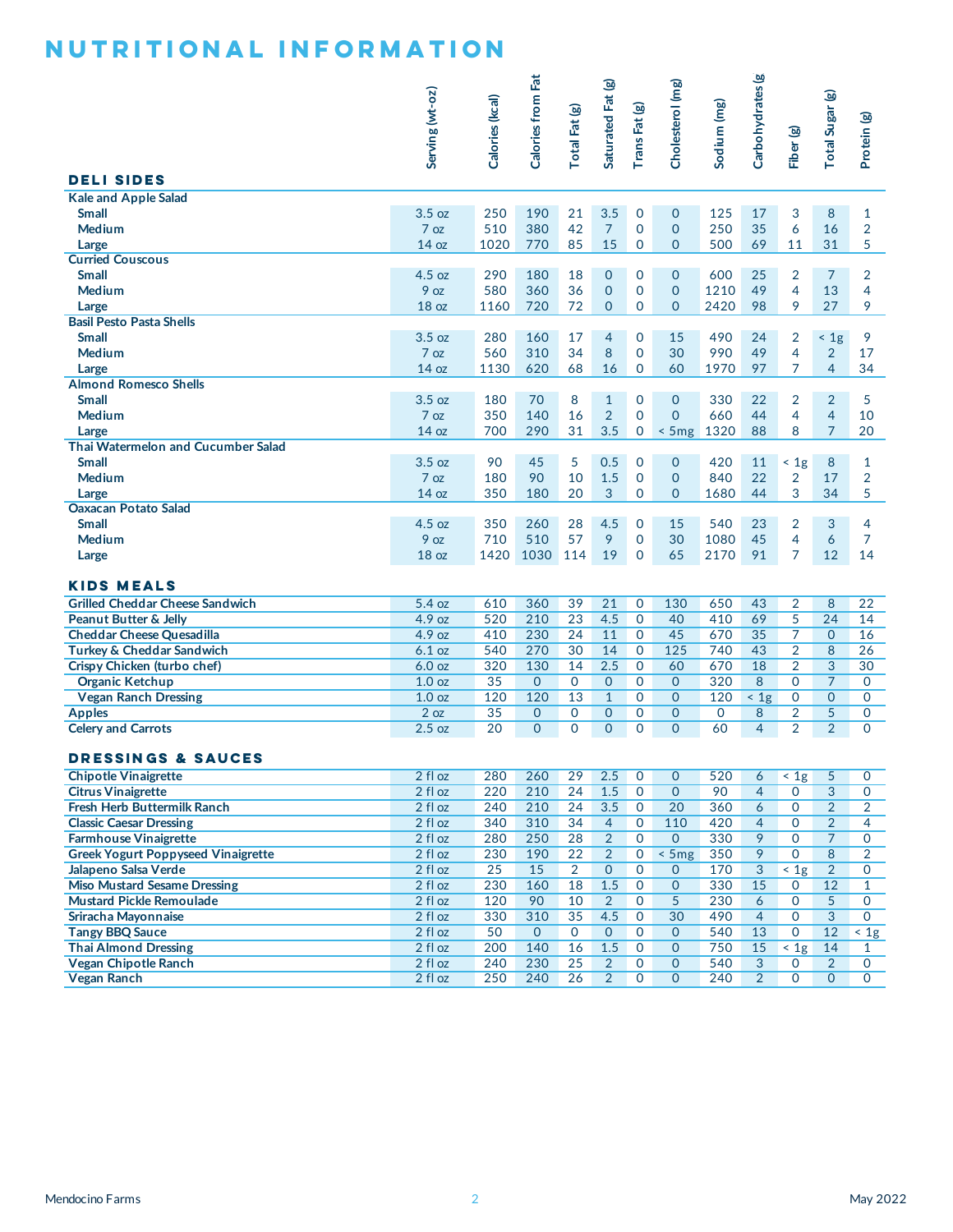# NUTRITIONAL INFORMATION

## DELI SIDES

| DELI SIDES | Serving (wt-oz) | Calories (kcal) | Calories from Fat | Total Fat (g) | Saturated Fat (g) | Trans Fat (g) | Cholesterol (mg) | Sodium (mg) | Carbohydrates (g | Fiber (g) | Total Sugar (g) | Protein (g) |
|---|---|---|---|---|---|---|---|---|---|---|---|---|
| **Kale and Apple Salad** | | | | | | | | | | | | |
| Small | 3.5 oz | 250 | 190 | 21 | 3.5 | 0 | 0 | 125 | 17 | 3 | 8 | 1 |
| Medium | 7 oz | 510 | 380 | 42 | 7 | 0 | 0 | 250 | 35 | 6 | 16 | 2 |
| Large | 14 oz | 1020 | 770 | 85 | 15 | 0 | 0 | 500 | 69 | 11 | 31 | 5 |
| **Curried Couscous** | | | | | | | | | | | | |
| Small | 4.5 oz | 290 | 180 | 18 | 0 | 0 | 0 | 600 | 25 | 2 | 7 | 2 |
| Medium | 9 oz | 580 | 360 | 36 | 0 | 0 | 0 | 1210 | 49 | 4 | 13 | 4 |
| Large | 18 oz | 1160 | 720 | 72 | 0 | 0 | 0 | 2420 | 98 | 9 | 27 | 9 |
| **Basil Pesto Pasta Shells** | | | | | | | | | | | | |
| Small | 3.5 oz | 280 | 160 | 17 | 4 | 0 | 15 | 490 | 24 | 2 | < 1g | 9 |
| Medium | 7 oz | 560 | 310 | 34 | 8 | 0 | 30 | 990 | 49 | 4 | 2 | 17 |
| Large | 14 oz | 1130 | 620 | 68 | 16 | 0 | 60 | 1970 | 97 | 7 | 4 | 34 |
| **Almond Romesco Shells** | | | | | | | | | | | | |
| Small | 3.5 oz | 180 | 70 | 8 | 1 | 0 | 0 | 330 | 22 | 2 | 2 | 5 |
| Medium | 7 oz | 350 | 140 | 16 | 2 | 0 | 0 | 660 | 44 | 4 | 4 | 10 |
| Large | 14 oz | 700 | 290 | 31 | 3.5 | 0 | < 5mg | 1320 | 88 | 8 | 7 | 20 |
| **Thai Watermelon and Cucumber Salad** | | | | | | | | | | | | |
| Small | 3.5 oz | 90 | 45 | 5 | 0.5 | 0 | 0 | 420 | 11 | < 1g | 8 | 1 |
| Medium | 7 oz | 180 | 90 | 10 | 1.5 | 0 | 0 | 840 | 22 | 2 | 17 | 2 |
| Large | 14 oz | 350 | 180 | 20 | 3 | 0 | 0 | 1680 | 44 | 3 | 34 | 5 |
| **Oaxacan Potato Salad** | | | | | | | | | | | | |
| Small | 4.5 oz | 350 | 260 | 28 | 4.5 | 0 | 15 | 540 | 23 | 2 | 3 | 4 |
| Medium | 9 oz | 710 | 510 | 57 | 9 | 0 | 30 | 1080 | 45 | 4 | 6 | 7 |
| Large | 18 oz | 1420 | 1030 | 114 | 19 | 0 | 65 | 2170 | 91 | 7 | 12 | 14 |

## KIDS MEALS

| KIDS MEALS | Serving (wt-oz) | Calories (kcal) | Calories from Fat | Total Fat (g) | Saturated Fat (g) | Trans Fat (g) | Cholesterol (mg) | Sodium (mg) | Carbohydrates (g | Fiber (g) | Total Sugar (g) | Protein (g) |
|---|---|---|---|---|---|---|---|---|---|---|---|---|
| **Grilled Cheddar Cheese Sandwich** | 5.4 oz | 610 | 360 | 39 | 21 | 0 | 130 | 650 | 43 | 2 | 8 | 22 |
| **Peanut Butter & Jelly** | 4.9 oz | 520 | 210 | 23 | 4.5 | 0 | 40 | 410 | 69 | 5 | 24 | 14 |
| **Cheddar Cheese Quesadilla** | 4.9 oz | 410 | 230 | 24 | 11 | 0 | 45 | 670 | 35 | 7 | 0 | 16 |
| **Turkey & Cheddar Sandwich** | 6.1 oz | 540 | 270 | 30 | 14 | 0 | 125 | 740 | 43 | 2 | 8 | 26 |
| **Crispy Chicken (turbo chef)** | 6.0 oz | 320 | 130 | 14 | 2.5 | 0 | 60 | 670 | 18 | 2 | 3 | 30 |
| Organic Ketchup | 1.0 oz | 35 | 0 | 0 | 0 | 0 | 0 | 320 | 8 | 0 | 7 | 0 |
| Vegan Ranch Dressing | 1.0 oz | 120 | 120 | 13 | 1 | 0 | 0 | 120 | < 1g | 0 | 0 | 0 |
| **Apples** | 2 oz | 35 | 0 | 0 | 0 | 0 | 0 | 0 | 8 | 2 | 5 | 0 |
| **Celery and Carrots** | 2.5 oz | 20 | 0 | 0 | 0 | 0 | 0 | 60 | 4 | 2 | 2 | 0 |

## DRESSINGS & SAUCES

| DRESSINGS & SAUCES | Serving (wt-oz) | Calories (kcal) | Calories from Fat | Total Fat (g) | Saturated Fat (g) | Trans Fat (g) | Cholesterol (mg) | Sodium (mg) | Carbohydrates (g | Fiber (g) | Total Sugar (g) | Protein (g) |
|---|---|---|---|---|---|---|---|---|---|---|---|---|
| **Chipotle Vinaigrette** | 2 fl oz | 280 | 260 | 29 | 2.5 | 0 | 0 | 520 | 6 | < 1g | 5 | 0 |
| **Citrus Vinaigrette** | 2 fl oz | 220 | 210 | 24 | 1.5 | 0 | 0 | 90 | 4 | 0 | 3 | 0 |
| **Fresh Herb Buttermilk Ranch** | 2 fl oz | 240 | 210 | 24 | 3.5 | 0 | 20 | 360 | 6 | 0 | 2 | 2 |
| **Classic Caesar Dressing** | 2 fl oz | 340 | 310 | 34 | 4 | 0 | 110 | 420 | 4 | 0 | 2 | 4 |
| **Farmhouse Vinaigrette** | 2 fl oz | 280 | 250 | 28 | 2 | 0 | 0 | 330 | 9 | 0 | 7 | 0 |
| **Greek Yogurt Poppyseed Vinaigrette** | 2 fl oz | 230 | 190 | 22 | 2 | 0 | < 5mg | 350 | 9 | 0 | 8 | 2 |
| **Jalapeno Salsa Verde** | 2 fl oz | 25 | 15 | 2 | 0 | 0 | 0 | 170 | 3 | < 1g | 2 | 0 |
| **Miso Mustard Sesame Dressing** | 2 fl oz | 230 | 160 | 18 | 1.5 | 0 | 0 | 330 | 15 | 0 | 12 | 1 |
| **Mustard Pickle Remoulade** | 2 fl oz | 120 | 90 | 10 | 2 | 0 | 5 | 230 | 6 | 0 | 5 | 0 |
| **Sriracha Mayonnaise** | 2 fl oz | 330 | 310 | 35 | 4.5 | 0 | 30 | 490 | 4 | 0 | 3 | 0 |
| **Tangy BBQ Sauce** | 2 fl oz | 50 | 0 | 0 | 0 | 0 | 0 | 540 | 13 | 0 | 12 | < 1g |
| **Thai Almond Dressing** | 2 fl oz | 200 | 140 | 16 | 1.5 | 0 | 0 | 750 | 15 | < 1g | 14 | 1 |
| **Vegan Chipotle Ranch** | 2 fl oz | 240 | 230 | 25 | 2 | 0 | 0 | 540 | 3 | 0 | 2 | 0 |
| **Vegan Ranch** | 2 fl oz | 250 | 240 | 26 | 2 | 0 | 0 | 240 | 2 | 0 | 0 | 0 |

Mendocino Farms

May 2022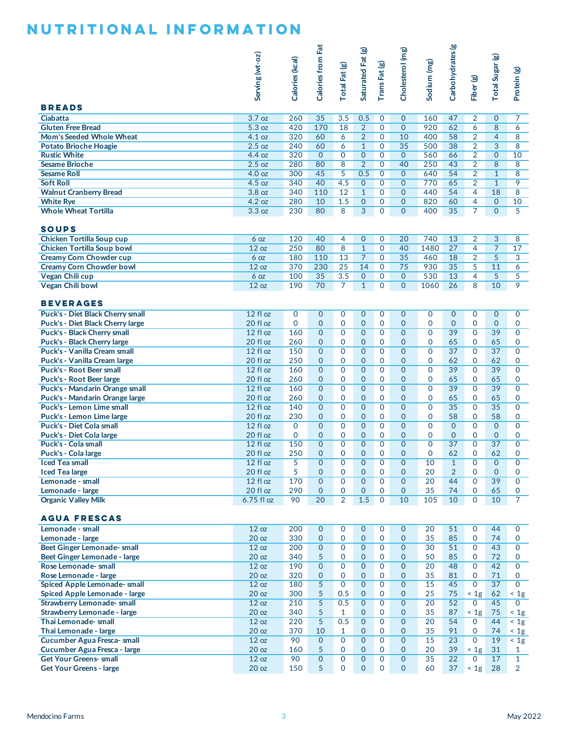# NUTRITIONAL INFORMATION

| | Serving (wt-oz) | Calories (kcal) | Calories from Fat | Total Fat (g) | Saturated Fat (g) | Trans Fat (g) | Cholesterol (mg) | Sodium (mg) | Carbohydrates (g | Fiber (g) | Total Sugar (g) | Protein (g) |
|---|---|---|---|---|---|---|---|---|---|---|---|---|
| **BREADS** | | | | | | | | | | | | |
| **Ciabatta** | 3.7 oz | 260 | 35 | 3.5 | 0.5 | 0 | 0 | 160 | 47 | 2 | 0 | 7 |
| **Gluten Free Bread** | 5.3 oz | 420 | 170 | 18 | 2 | 0 | 0 | 920 | 62 | 6 | 8 | 6 |
| **Mom's Seeded Whole Wheat** | 4.1 oz | 320 | 60 | 6 | 2 | 0 | 10 | 400 | 58 | 2 | 4 | 8 |
| **Potato Brioche Hoagie** | 2.5 oz | 240 | 60 | 6 | 1 | 0 | 35 | 500 | 38 | 2 | 3 | 8 |
| **Rustic White** | 4.4 oz | 320 | 0 | 0 | 0 | 0 | 0 | 560 | 66 | 2 | 0 | 10 |
| **Sesame Brioche** | 2.5 oz | 280 | 80 | 8 | 2 | 0 | 40 | 250 | 43 | 2 | 8 | 8 |
| **Sesame Roll** | 4.0 oz | 300 | 45 | 5 | 0.5 | 0 | 0 | 640 | 54 | 2 | 1 | 8 |
| **Soft Roll** | 4.5 oz | 340 | 40 | 4.5 | 0 | 0 | 0 | 770 | 65 | 2 | 1 | 9 |
| **Walnut Cranberry Bread** | 3.8 oz | 340 | 110 | 12 | 1 | 0 | 0 | 440 | 54 | 4 | 18 | 8 |
| **White Rye** | 4.2 oz | 280 | 10 | 1.5 | 0 | 0 | 0 | 820 | 60 | 4 | 0 | 10 |
| **Whole Wheat Tortilla** | 3.3 oz | 230 | 80 | 8 | 3 | 0 | 0 | 400 | 35 | 7 | 0 | 5 |
| **SOUPS** | | | | | | | | | | | | |
| **Chicken Tortilla Soup cup** | 6 oz | 120 | 40 | 4 | 0 | 0 | 20 | 740 | 13 | 2 | 3 | 8 |
| **Chicken Tortilla Soup bowl** | 12 oz | 250 | 80 | 8 | 1 | 0 | 40 | 1480 | 27 | 4 | 7 | 17 |
| **Creamy Corn Chowder cup** | 6 oz | 180 | 110 | 13 | 7 | 0 | 35 | 460 | 18 | 2 | 5 | 3 |
| **Creamy Corn Chowder bowl** | 12 oz | 370 | 230 | 25 | 14 | 0 | 75 | 930 | 35 | 5 | 11 | 6 |
| **Vegan Chili cup** | 6 oz | 100 | 35 | 3.5 | 0 | 0 | 0 | 530 | 13 | 4 | 5 | 5 |
| **Vegan Chili bowl** | 12 oz | 190 | 70 | 7 | 1 | 0 | 0 | 1060 | 26 | 8 | 10 | 9 |
| **BEVERAGES** | | | | | | | | | | | | |
| **Puck's - Diet Black Cherry small** | 12 fl oz | 0 | 0 | 0 | 0 | 0 | 0 | 0 | 0 | 0 | 0 | 0 |
| **Puck's - Diet Black Cherry large** | 20 fl oz | 0 | 0 | 0 | 0 | 0 | 0 | 0 | 0 | 0 | 0 | 0 |
| **Puck's - Black Cherry small** | 12 fl oz | 160 | 0 | 0 | 0 | 0 | 0 | 0 | 39 | 0 | 39 | 0 |
| **Puck's - Black Cherry large** | 20 fl oz | 260 | 0 | 0 | 0 | 0 | 0 | 0 | 65 | 0 | 65 | 0 |
| **Puck's - Vanilla Cream small** | 12 fl oz | 150 | 0 | 0 | 0 | 0 | 0 | 0 | 37 | 0 | 37 | 0 |
| **Puck's - Vanilla Cream large** | 20 fl oz | 250 | 0 | 0 | 0 | 0 | 0 | 0 | 62 | 0 | 62 | 0 |
| **Puck's - Root Beer small** | 12 fl oz | 160 | 0 | 0 | 0 | 0 | 0 | 0 | 39 | 0 | 39 | 0 |
| **Puck's - Root Beer large** | 20 fl oz | 260 | 0 | 0 | 0 | 0 | 0 | 0 | 65 | 0 | 65 | 0 |
| **Puck's - Mandarin Orange small** | 12 fl oz | 160 | 0 | 0 | 0 | 0 | 0 | 0 | 39 | 0 | 39 | 0 |
| **Puck's - Mandarin Orange large** | 20 fl oz | 260 | 0 | 0 | 0 | 0 | 0 | 0 | 65 | 0 | 65 | 0 |
| **Puck's - Lemon Lime small** | 12 fl oz | 140 | 0 | 0 | 0 | 0 | 0 | 0 | 35 | 0 | 35 | 0 |
| **Puck's - Lemon Lime large** | 20 fl oz | 230 | 0 | 0 | 0 | 0 | 0 | 0 | 58 | 0 | 58 | 0 |
| **Puck's - Diet Cola small** | 12 fl oz | 0 | 0 | 0 | 0 | 0 | 0 | 0 | 0 | 0 | 0 | 0 |
| **Puck's - Diet Cola large** | 20 fl oz | 0 | 0 | 0 | 0 | 0 | 0 | 0 | 0 | 0 | 0 | 0 |
| **Puck's - Cola small** | 12 fl oz | 150 | 0 | 0 | 0 | 0 | 0 | 0 | 37 | 0 | 37 | 0 |
| **Puck's - Cola large** | 20 fl oz | 250 | 0 | 0 | 0 | 0 | 0 | 0 | 62 | 0 | 62 | 0 |
| **Iced Tea small** | 12 fl oz | 5 | 0 | 0 | 0 | 0 | 0 | 10 | 1 | 0 | 0 | 0 |
| **Iced Tea large** | 20 fl oz | 5 | 0 | 0 | 0 | 0 | 0 | 20 | 2 | 0 | 0 | 0 |
| **Lemonade - small** | 12 fl oz | 170 | 0 | 0 | 0 | 0 | 0 | 20 | 44 | 0 | 39 | 0 |
| **Lemonade - large** | 20 fl oz | 290 | 0 | 0 | 0 | 0 | 0 | 35 | 74 | 0 | 65 | 0 |
| **Organic Valley Milk** | 6.75 fl oz | 90 | 20 | 2 | 1.5 | 0 | 10 | 105 | 10 | 0 | 10 | 7 |
| **AGUA FRESCAS** | | | | | | | | | | | | |
| **Lemonade - small** | 12 oz | 200 | 0 | 0 | 0 | 0 | 0 | 20 | 51 | 0 | 44 | 0 |
| **Lemonade - large** | 20 oz | 330 | 0 | 0 | 0 | 0 | 0 | 35 | 85 | 0 | 74 | 0 |
| **Beet Ginger Lemonade- small** | 12 oz | 200 | 0 | 0 | 0 | 0 | 0 | 30 | 51 | 0 | 43 | 0 |
| **Beet Ginger Lemonade - large** | 20 oz | 340 | 5 | 0 | 0 | 0 | 0 | 50 | 85 | 0 | 72 | 0 |
| **Rose Lemonade- small** | 12 oz | 190 | 0 | 0 | 0 | 0 | 0 | 20 | 48 | 0 | 42 | 0 |
| **Rose Lemonade - large** | 20 oz | 320 | 0 | 0 | 0 | 0 | 0 | 35 | 81 | 0 | 71 | 0 |
| **Spiced Apple Lemonade- small** | 12 oz | 180 | 5 | 0 | 0 | 0 | 0 | 15 | 45 | 0 | 37 | 0 |
| **Spiced Apple Lemonade - large** | 20 oz | 300 | 5 | 0.5 | 0 | 0 | 0 | 25 | 75 | < 1g | 62 | < 1g |
| **Strawberry Lemonade- small** | 12 oz | 210 | 5 | 0.5 | 0 | 0 | 0 | 20 | 52 | 0 | 45 | 0 |
| **Strawberry Lemonade - large** | 20 oz | 340 | 5 | 1 | 0 | 0 | 0 | 35 | 87 | < 1g | 75 | < 1g |
| **Thai Lemonade- small** | 12 oz | 220 | 5 | 0.5 | 0 | 0 | 0 | 20 | 54 | 0 | 44 | < 1g |
| **Thai Lemonade - large** | 20 oz | 370 | 10 | 1 | 0 | 0 | 0 | 35 | 91 | 0 | 74 | < 1g |
| **Cucumber Agua Fresca- small** | 12 oz | 90 | 0 | 0 | 0 | 0 | 0 | 15 | 23 | 0 | 19 | < 1g |
| **Cucumber Agua Fresca - large** | 20 oz | 160 | 5 | 0 | 0 | 0 | 0 | 20 | 39 | < 1g | 31 | 1 |
| **Get Your Greens- small** | 12 oz | 90 | 0 | 0 | 0 | 0 | 0 | 35 | 22 | 0 | 17 | 1 |
| **Get Your Greens - large** | 20 oz | 150 | 5 | 0 | 0 | 0 | 0 | 60 | 37 | < 1g | 28 | 2 |

Mendocino Farms — May 2022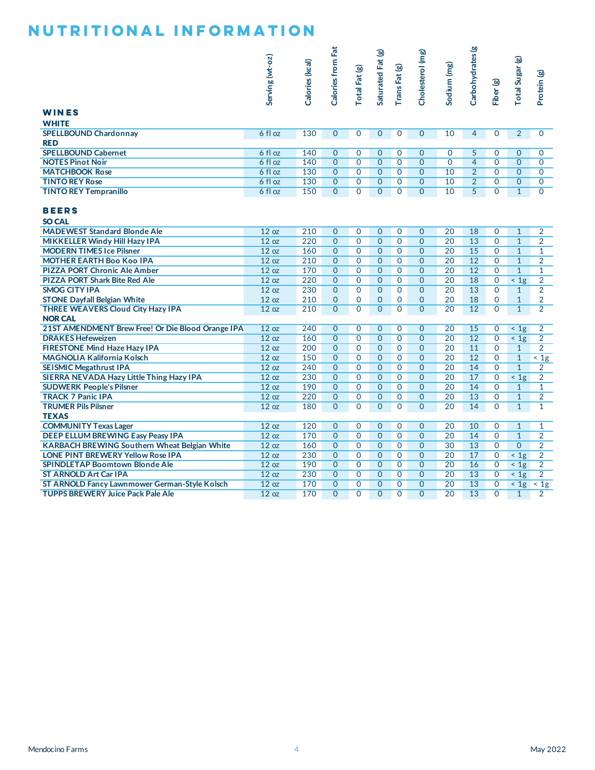# NUTRITIONAL INFORMATION

| | Serving (wt-oz) | Calories (kcal) | Calories from Fat | Total Fat (g) | Saturated Fat (g) | Trans Fat (g) | Cholesterol (mg) | Sodium (mg) | Carbohydrates (g | Fiber (g) | Total Sugar (g) | Protein (g) |
|---|---|---|---|---|---|---|---|---|---|---|---|---|
| **WINES** | | | | | | | | | | | | |
| **WHITE** | | | | | | | | | | | | |
| **SPELLBOUND Chardonnay** | 6 fl oz | 130 | 0 | 0 | 0 | 0 | 0 | 10 | 4 | 0 | 2 | 0 |
| **RED** | | | | | | | | | | | | |
| **SPELLBOUND Cabernet** | 6 fl oz | 140 | 0 | 0 | 0 | 0 | 0 | 0 | 5 | 0 | 0 | 0 |
| **NOTES Pinot Noir** | 6 fl oz | 140 | 0 | 0 | 0 | 0 | 0 | 0 | 4 | 0 | 0 | 0 |
| **MATCHBOOK Rose** | 6 fl oz | 130 | 0 | 0 | 0 | 0 | 0 | 10 | 2 | 0 | 0 | 0 |
| **TINTO REY Rose** | 6 fl oz | 130 | 0 | 0 | 0 | 0 | 0 | 10 | 2 | 0 | 0 | 0 |
| **TINTO REY Tempranillo** | 6 fl oz | 150 | 0 | 0 | 0 | 0 | 0 | 10 | 5 | 0 | 1 | 0 |
| **BEERS** | | | | | | | | | | | | |
| **SO CAL** | | | | | | | | | | | | |
| **MADEWEST Standard Blonde Ale** | 12 oz | 210 | 0 | 0 | 0 | 0 | 0 | 20 | 18 | 0 | 1 | 2 |
| **MIKKELLER Windy Hill Hazy IPA** | 12 oz | 220 | 0 | 0 | 0 | 0 | 0 | 20 | 13 | 0 | 1 | 2 |
| **MODERN TIMES Ice Pilsner** | 12 oz | 160 | 0 | 0 | 0 | 0 | 0 | 20 | 15 | 0 | 1 | 1 |
| **MOTHER EARTH Boo Koo IPA** | 12 oz | 210 | 0 | 0 | 0 | 0 | 0 | 20 | 12 | 0 | 1 | 2 |
| **PIZZA PORT Chronic Ale Amber** | 12 oz | 170 | 0 | 0 | 0 | 0 | 0 | 20 | 12 | 0 | 1 | 1 |
| **PIZZA PORT Shark Bite Red Ale** | 12 oz | 220 | 0 | 0 | 0 | 0 | 0 | 20 | 18 | 0 | < 1g | 2 |
| **SMOG CITY IPA** | 12 oz | 230 | 0 | 0 | 0 | 0 | 0 | 20 | 13 | 0 | 1 | 2 |
| **STONE Dayfall Belgian White** | 12 oz | 210 | 0 | 0 | 0 | 0 | 0 | 20 | 18 | 0 | 1 | 2 |
| **THREE WEAVERS Cloud City Hazy IPA** | 12 oz | 210 | 0 | 0 | 0 | 0 | 0 | 20 | 12 | 0 | 1 | 2 |
| **NOR CAL** | | | | | | | | | | | | |
| **21ST AMENDMENT Brew Free! Or Die Blood Orange IPA** | 12 oz | 240 | 0 | 0 | 0 | 0 | 0 | 20 | 15 | 0 | < 1g | 2 |
| **DRAKES Hefeweizen** | 12 oz | 160 | 0 | 0 | 0 | 0 | 0 | 20 | 12 | 0 | < 1g | 2 |
| **FIRESTONE Mind Haze Hazy IPA** | 12 oz | 200 | 0 | 0 | 0 | 0 | 0 | 20 | 11 | 0 | 1 | 2 |
| **MAGNOLIA Kalifornia Kolsch** | 12 oz | 150 | 0 | 0 | 0 | 0 | 0 | 20 | 12 | 0 | 1 | < 1g |
| **SEISMIC Megathrust IPA** | 12 oz | 240 | 0 | 0 | 0 | 0 | 0 | 20 | 14 | 0 | 1 | 2 |
| **SIERRA NEVADA Hazy Little Thing Hazy IPA** | 12 oz | 230 | 0 | 0 | 0 | 0 | 0 | 20 | 17 | 0 | < 1g | 2 |
| **SUDWERK People's Pilsner** | 12 oz | 190 | 0 | 0 | 0 | 0 | 0 | 20 | 14 | 0 | 1 | 1 |
| **TRACK 7 Panic IPA** | 12 oz | 220 | 0 | 0 | 0 | 0 | 0 | 20 | 13 | 0 | 1 | 2 |
| **TRUMER Pils Pilsner** | 12 oz | 180 | 0 | 0 | 0 | 0 | 0 | 20 | 14 | 0 | 1 | 1 |
| **TEXAS** | | | | | | | | | | | | |
| **COMMUNITY Texas Lager** | 12 oz | 120 | 0 | 0 | 0 | 0 | 0 | 20 | 10 | 0 | 1 | 1 |
| **DEEP ELLUM BREWING Easy Peasy IPA** | 12 oz | 170 | 0 | 0 | 0 | 0 | 0 | 20 | 14 | 0 | 1 | 2 |
| **KARBACH BREWING Southern Wheat Belgian White** | 12 oz | 160 | 0 | 0 | 0 | 0 | 0 | 30 | 13 | 0 | 0 | 2 |
| **LONE PINT BREWERY Yellow Rose IPA** | 12 oz | 230 | 0 | 0 | 0 | 0 | 0 | 20 | 17 | 0 | < 1g | 2 |
| **SPINDLETAP Boomtown Blonde Ale** | 12 oz | 190 | 0 | 0 | 0 | 0 | 0 | 20 | 16 | 0 | < 1g | 2 |
| **ST ARNOLD Art Car IPA** | 12 oz | 230 | 0 | 0 | 0 | 0 | 0 | 20 | 13 | 0 | < 1g | 2 |
| **ST ARNOLD Fancy Lawnmower German-Style Kolsch** | 12 oz | 170 | 0 | 0 | 0 | 0 | 0 | 20 | 13 | 0 | < 1g | < 1g |
| **TUPPS BREWERY Juice Pack Pale Ale** | 12 oz | 170 | 0 | 0 | 0 | 0 | 0 | 20 | 13 | 0 | 1 | 2 |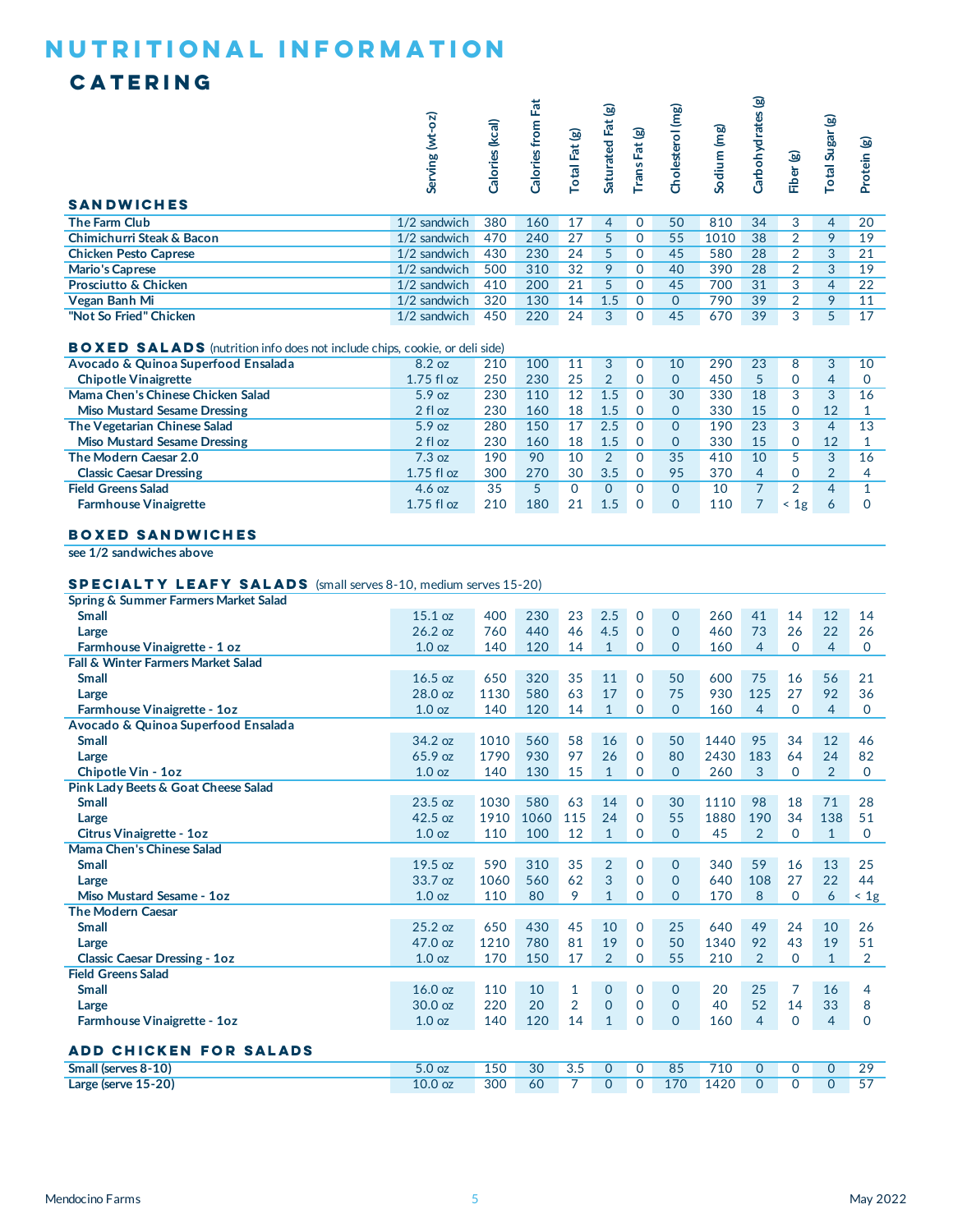# NUTRITIONAL INFORMATION

## CATERING

| | Serving (wt-oz) | Calories (kcal) | Calories from Fat | Total Fat (g) | Saturated Fat (g) | Trans Fat (g) | Cholesterol (mg) | Sodium (mg) | Carbohydrates (g) | Fiber (g) | Total Sugar (g) | Protein (g) |
|---|---|---|---|---|---|---|---|---|---|---|---|---|
| **SANDWICHES** | | | | | | | | | | | | |
| The Farm Club | 1/2 sandwich | 380 | 160 | 17 | 4 | 0 | 50 | 810 | 34 | 3 | 4 | 20 |
| Chimichurri Steak & Bacon | 1/2 sandwich | 470 | 240 | 27 | 5 | 0 | 55 | 1010 | 38 | 2 | 9 | 19 |
| Chicken Pesto Caprese | 1/2 sandwich | 430 | 230 | 24 | 5 | 0 | 45 | 580 | 28 | 2 | 3 | 21 |
| Mario's Caprese | 1/2 sandwich | 500 | 310 | 32 | 9 | 0 | 40 | 390 | 28 | 2 | 3 | 19 |
| Prosciutto & Chicken | 1/2 sandwich | 410 | 200 | 21 | 5 | 0 | 45 | 700 | 31 | 3 | 4 | 22 |
| Vegan Banh Mi | 1/2 sandwich | 320 | 130 | 14 | 1.5 | 0 | 0 | 790 | 39 | 2 | 9 | 11 |
| "Not So Fried" Chicken | 1/2 sandwich | 450 | 220 | 24 | 3 | 0 | 45 | 670 | 39 | 3 | 5 | 17 |
| **BOXED SALADS** (nutrition info does not include chips, cookie, or deli side) | | | | | | | | | | | | |
| Avocado & Quinoa Superfood Ensalada | 8.2 oz | 210 | 100 | 11 | 3 | 0 | 10 | 290 | 23 | 8 | 3 | 10 |
| Chipotle Vinaigrette | 1.75 fl oz | 250 | 230 | 25 | 2 | 0 | 0 | 450 | 5 | 0 | 4 | 0 |
| Mama Chen's Chinese Chicken Salad | 5.9 oz | 230 | 110 | 12 | 1.5 | 0 | 30 | 330 | 18 | 3 | 3 | 16 |
| Miso Mustard Sesame Dressing | 2 fl oz | 230 | 160 | 18 | 1.5 | 0 | 0 | 330 | 15 | 0 | 12 | 1 |
| The Vegetarian Chinese Salad | 5.9 oz | 280 | 150 | 17 | 2.5 | 0 | 0 | 190 | 23 | 3 | 4 | 13 |
| Miso Mustard Sesame Dressing | 2 fl oz | 230 | 160 | 18 | 1.5 | 0 | 0 | 330 | 15 | 0 | 12 | 1 |
| The Modern Caesar 2.0 | 7.3 oz | 190 | 90 | 10 | 2 | 0 | 35 | 410 | 10 | 5 | 3 | 16 |
| Classic Caesar Dressing | 1.75 fl oz | 300 | 270 | 30 | 3.5 | 0 | 95 | 370 | 4 | 0 | 2 | 4 |
| Field Greens Salad | 4.6 oz | 35 | 5 | 0 | 0 | 0 | 0 | 10 | 7 | 2 | 4 | 1 |
| Farmhouse Vinaigrette | 1.75 fl oz | 210 | 180 | 21 | 1.5 | 0 | 0 | 110 | 7 | < 1g | 6 | 0 |
| **BOXED SANDWICHES** | | | | | | | | | | | | |
| see 1/2 sandwiches above | | | | | | | | | | | | |
| **SPECIALTY LEAFY SALADS** (small serves 8-10, medium serves 15-20) | | | | | | | | | | | | |
| **Spring & Summer Farmers Market Salad** | | | | | | | | | | | | |
| Small | 15.1 oz | 400 | 230 | 23 | 2.5 | 0 | 0 | 260 | 41 | 14 | 12 | 14 |
| Large | 26.2 oz | 760 | 440 | 46 | 4.5 | 0 | 0 | 460 | 73 | 26 | 22 | 26 |
| Farmhouse Vinaigrette - 1 oz | 1.0 oz | 140 | 120 | 14 | 1 | 0 | 0 | 160 | 4 | 0 | 4 | 0 |
| **Fall & Winter Farmers Market Salad** | | | | | | | | | | | | |
| Small | 16.5 oz | 650 | 320 | 35 | 11 | 0 | 50 | 600 | 75 | 16 | 56 | 21 |
| Large | 28.0 oz | 1130 | 580 | 63 | 17 | 0 | 75 | 930 | 125 | 27 | 92 | 36 |
| Farmhouse Vinaigrette - 1oz | 1.0 oz | 140 | 120 | 14 | 1 | 0 | 0 | 160 | 4 | 0 | 4 | 0 |
| **Avocado & Quinoa Superfood Ensalada** | | | | | | | | | | | | |
| Small | 34.2 oz | 1010 | 560 | 58 | 16 | 0 | 50 | 1440 | 95 | 34 | 12 | 46 |
| Large | 65.9 oz | 1790 | 930 | 97 | 26 | 0 | 80 | 2430 | 183 | 64 | 24 | 82 |
| Chipotle Vin - 1oz | 1.0 oz | 140 | 130 | 15 | 1 | 0 | 0 | 260 | 3 | 0 | 2 | 0 |
| **Pink Lady Beets & Goat Cheese Salad** | | | | | | | | | | | | |
| Small | 23.5 oz | 1030 | 580 | 63 | 14 | 0 | 30 | 1110 | 98 | 18 | 71 | 28 |
| Large | 42.5 oz | 1910 | 1060 | 115 | 24 | 0 | 55 | 1880 | 190 | 34 | 138 | 51 |
| Citrus Vinaigrette - 1oz | 1.0 oz | 110 | 100 | 12 | 1 | 0 | 0 | 45 | 2 | 0 | 1 | 0 |
| **Mama Chen's Chinese Salad** | | | | | | | | | | | | |
| Small | 19.5 oz | 590 | 310 | 35 | 2 | 0 | 0 | 340 | 59 | 16 | 13 | 25 |
| Large | 33.7 oz | 1060 | 560 | 62 | 3 | 0 | 0 | 640 | 108 | 27 | 22 | 44 |
| Miso Mustard Sesame - 1oz | 1.0 oz | 110 | 80 | 9 | 1 | 0 | 0 | 170 | 8 | 0 | 6 | < 1g |
| **The Modern Caesar** | | | | | | | | | | | | |
| Small | 25.2 oz | 650 | 430 | 45 | 10 | 0 | 25 | 640 | 49 | 24 | 10 | 26 |
| Large | 47.0 oz | 1210 | 780 | 81 | 19 | 0 | 50 | 1340 | 92 | 43 | 19 | 51 |
| Classic Caesar Dressing - 1oz | 1.0 oz | 170 | 150 | 17 | 2 | 0 | 55 | 210 | 2 | 0 | 1 | 2 |
| **Field Greens Salad** | | | | | | | | | | | | |
| Small | 16.0 oz | 110 | 10 | 1 | 0 | 0 | 0 | 20 | 25 | 7 | 16 | 4 |
| Large | 30.0 oz | 220 | 20 | 2 | 0 | 0 | 0 | 40 | 52 | 14 | 33 | 8 |
| Farmhouse Vinaigrette - 1oz | 1.0 oz | 140 | 120 | 14 | 1 | 0 | 0 | 160 | 4 | 0 | 4 | 0 |
| **ADD CHICKEN FOR SALADS** | | | | | | | | | | | | |
| Small (serves 8-10) | 5.0 oz | 150 | 30 | 3.5 | 0 | 0 | 85 | 710 | 0 | 0 | 0 | 29 |
| Large (serve 15-20) | 10.0 oz | 300 | 60 | 7 | 0 | 0 | 170 | 1420 | 0 | 0 | 0 | 57 |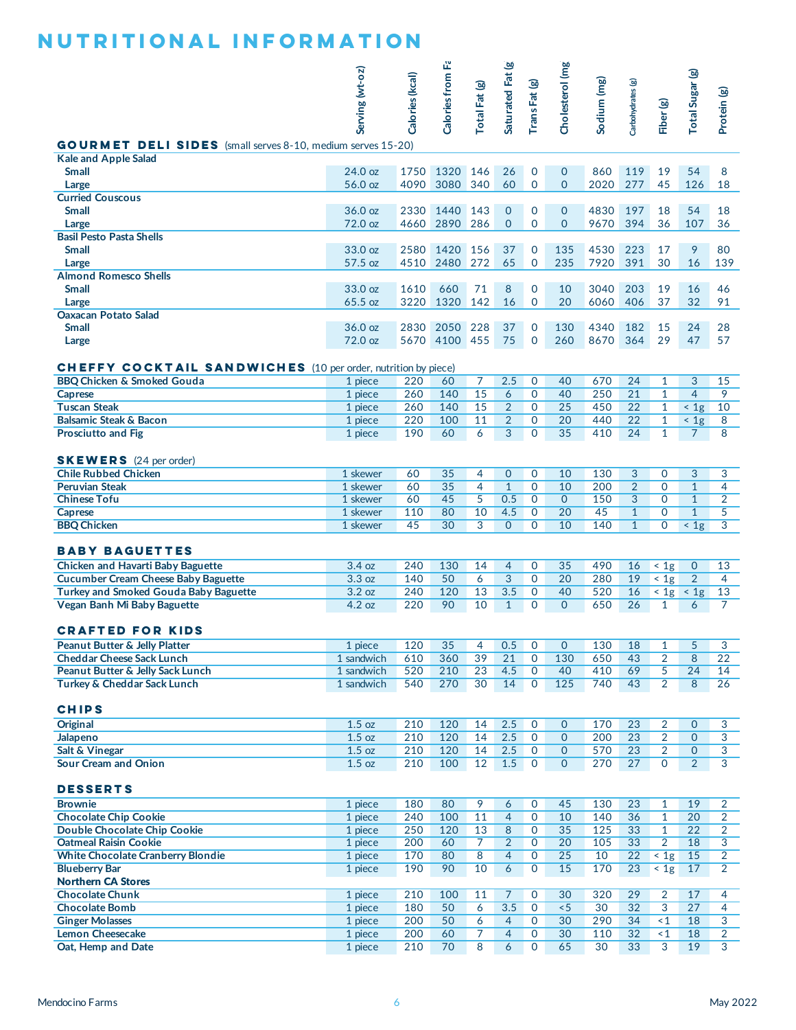# NUTRITIONAL INFORMATION

| | Serving (wt-oz) | Calories (kcal) | Calories from Fa | Total Fat (g) | Saturated Fat (g | Trans Fat (g) | Cholesterol (mg | Sodium (mg) | Carbohydrates (g) | Fiber (g) | Total Sugar (g) | Protein (g) |
|---|---|---|---|---|---|---|---|---|---|---|---|---|
| **GOURMET DELI SIDES** (small serves 8-10, medium serves 15-20) | | | | | | | | | | | | |
| **Kale and Apple Salad** | | | | | | | | | | | | |
| Small | 24.0 oz | 1750 | 1320 | 146 | 26 | 0 | 0 | 860 | 119 | 19 | 54 | 8 |
| Large | 56.0 oz | 4090 | 3080 | 340 | 60 | 0 | 0 | 2020 | 277 | 45 | 126 | 18 |
| **Curried Couscous** | | | | | | | | | | | | |
| Small | 36.0 oz | 2330 | 1440 | 143 | 0 | 0 | 0 | 4830 | 197 | 18 | 54 | 18 |
| Large | 72.0 oz | 4660 | 2890 | 286 | 0 | 0 | 0 | 9670 | 394 | 36 | 107 | 36 |
| **Basil Pesto Pasta Shells** | | | | | | | | | | | | |
| Small | 33.0 oz | 2580 | 1420 | 156 | 37 | 0 | 135 | 4530 | 223 | 17 | 9 | 80 |
| Large | 57.5 oz | 4510 | 2480 | 272 | 65 | 0 | 235 | 7920 | 391 | 30 | 16 | 139 |
| **Almond Romesco Shells** | | | | | | | | | | | | |
| Small | 33.0 oz | 1610 | 660 | 71 | 8 | 0 | 10 | 3040 | 203 | 19 | 16 | 46 |
| Large | 65.5 oz | 3220 | 1320 | 142 | 16 | 0 | 20 | 6060 | 406 | 37 | 32 | 91 |
| **Oaxacan Potato Salad** | | | | | | | | | | | | |
| Small | 36.0 oz | 2830 | 2050 | 228 | 37 | 0 | 130 | 4340 | 182 | 15 | 24 | 28 |
| Large | 72.0 oz | 5670 | 4100 | 455 | 75 | 0 | 260 | 8670 | 364 | 29 | 47 | 57 |
| **CHEFFY COCKTAIL SANDWICHES** (10 per order, nutrition by piece) | | | | | | | | | | | | |
| **BBQ Chicken & Smoked Gouda** | 1 piece | 220 | 60 | 7 | 2.5 | 0 | 40 | 670 | 24 | 1 | 3 | 15 |
| **Caprese** | 1 piece | 260 | 140 | 15 | 6 | 0 | 40 | 250 | 21 | 1 | 4 | 9 |
| **Tuscan Steak** | 1 piece | 260 | 140 | 15 | 2 | 0 | 25 | 450 | 22 | 1 | < 1g | 10 |
| **Balsamic Steak & Bacon** | 1 piece | 220 | 100 | 11 | 2 | 0 | 20 | 440 | 22 | 1 | < 1g | 8 |
| **Prosciutto and Fig** | 1 piece | 190 | 60 | 6 | 3 | 0 | 35 | 410 | 24 | 1 | 7 | 8 |
| **SKEWERS** (24 per order) | | | | | | | | | | | | |
| **Chile Rubbed Chicken** | 1 skewer | 60 | 35 | 4 | 0 | 0 | 10 | 130 | 3 | 0 | 3 | 3 |
| **Peruvian Steak** | 1 skewer | 60 | 35 | 4 | 1 | 0 | 10 | 200 | 2 | 0 | 1 | 4 |
| **Chinese Tofu** | 1 skewer | 60 | 45 | 5 | 0.5 | 0 | 0 | 150 | 3 | 0 | 1 | 2 |
| **Caprese** | 1 skewer | 110 | 80 | 10 | 4.5 | 0 | 20 | 45 | 1 | 0 | 1 | 5 |
| **BBQ Chicken** | 1 skewer | 45 | 30 | 3 | 0 | 0 | 10 | 140 | 1 | 0 | < 1g | 3 |
| **BABY BAGUETTES** | | | | | | | | | | | | |
| **Chicken and Havarti Baby Baguette** | 3.4 oz | 240 | 130 | 14 | 4 | 0 | 35 | 490 | 16 | < 1g | 0 | 13 |
| **Cucumber Cream Cheese Baby Baguette** | 3.3 oz | 140 | 50 | 6 | 3 | 0 | 20 | 280 | 19 | < 1g | 2 | 4 |
| **Turkey and Smoked Gouda Baby Baguette** | 3.2 oz | 240 | 120 | 13 | 3.5 | 0 | 40 | 520 | 16 | < 1g | < 1g | 13 |
| **Vegan Banh Mi Baby Baguette** | 4.2 oz | 220 | 90 | 10 | 1 | 0 | 0 | 650 | 26 | 1 | 6 | 7 |
| **CRAFTED FOR KIDS** | | | | | | | | | | | | |
| **Peanut Butter & Jelly Platter** | 1 piece | 120 | 35 | 4 | 0.5 | 0 | 0 | 130 | 18 | 1 | 5 | 3 |
| **Cheddar Cheese Sack Lunch** | 1 sandwich | 610 | 360 | 39 | 21 | 0 | 130 | 650 | 43 | 2 | 8 | 22 |
| **Peanut Butter & Jelly Sack Lunch** | 1 sandwich | 520 | 210 | 23 | 4.5 | 0 | 40 | 410 | 69 | 5 | 24 | 14 |
| **Turkey & Cheddar Sack Lunch** | 1 sandwich | 540 | 270 | 30 | 14 | 0 | 125 | 740 | 43 | 2 | 8 | 26 |
| **CHIPS** | | | | | | | | | | | | |
| **Original** | 1.5 oz | 210 | 120 | 14 | 2.5 | 0 | 0 | 170 | 23 | 2 | 0 | 3 |
| **Jalapeno** | 1.5 oz | 210 | 120 | 14 | 2.5 | 0 | 0 | 200 | 23 | 2 | 0 | 3 |
| **Salt & Vinegar** | 1.5 oz | 210 | 120 | 14 | 2.5 | 0 | 0 | 570 | 23 | 2 | 0 | 3 |
| **Sour Cream and Onion** | 1.5 oz | 210 | 100 | 12 | 1.5 | 0 | 0 | 270 | 27 | 0 | 2 | 3 |
| **DESSERTS** | | | | | | | | | | | | |
| **Brownie** | 1 piece | 180 | 80 | 9 | 6 | 0 | 45 | 130 | 23 | 1 | 19 | 2 |
| **Chocolate Chip Cookie** | 1 piece | 240 | 100 | 11 | 4 | 0 | 10 | 140 | 36 | 1 | 20 | 2 |
| **Double Chocolate Chip Cookie** | 1 piece | 250 | 120 | 13 | 8 | 0 | 35 | 125 | 33 | 1 | 22 | 2 |
| **Oatmeal Raisin Cookie** | 1 piece | 200 | 60 | 7 | 2 | 0 | 20 | 105 | 33 | 2 | 18 | 3 |
| **White Chocolate Cranberry Blondie** | 1 piece | 170 | 80 | 8 | 4 | 0 | 25 | 10 | 22 | < 1g | 15 | 2 |
| **Blueberry Bar** | 1 piece | 190 | 90 | 10 | 6 | 0 | 15 | 170 | 23 | < 1g | 17 | 2 |
| **Northern CA Stores** | | | | | | | | | | | | |
| **Chocolate Chunk** | 1 piece | 210 | 100 | 11 | 7 | 0 | 30 | 320 | 29 | 2 | 17 | 4 |
| **Chocolate Bomb** | 1 piece | 180 | 50 | 6 | 3.5 | 0 | <5 | 30 | 32 | 3 | 27 | 4 |
| **Ginger Molasses** | 1 piece | 200 | 50 | 6 | 4 | 0 | 30 | 290 | 34 | <1 | 18 | 3 |
| **Lemon Cheesecake** | 1 piece | 200 | 60 | 7 | 4 | 0 | 30 | 110 | 32 | <1 | 18 | 2 |
| **Oat, Hemp and Date** | 1 piece | 210 | 70 | 8 | 6 | 0 | 65 | 30 | 33 | 3 | 19 | 3 |

Mendocino Farms

May 2022